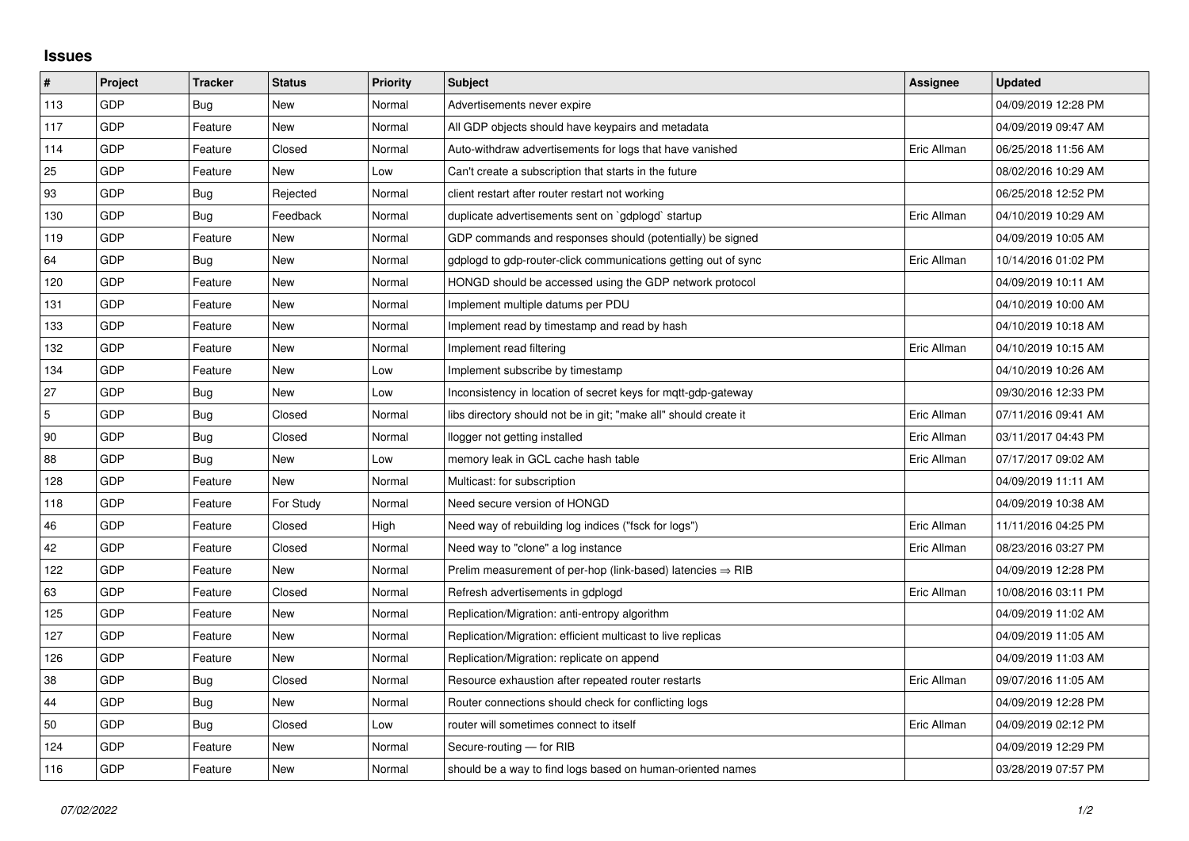## Issues

| # | Project | Tracker | Status | Priority | Subject | Assignee | Updated |
|---|---|---|---|---|---|---|---|
| 113 | GDP | Bug | New | Normal | Advertisements never expire | | 04/09/2019 12:28 PM |
| 117 | GDP | Feature | New | Normal | All GDP objects should have keypairs and metadata | | 04/09/2019 09:47 AM |
| 114 | GDP | Feature | Closed | Normal | Auto-withdraw advertisements for logs that have vanished | Eric Allman | 06/25/2018 11:56 AM |
| 25 | GDP | Feature | New | Low | Can't create a subscription that starts in the future | | 08/02/2016 10:29 AM |
| 93 | GDP | Bug | Rejected | Normal | client restart after router restart not working | | 06/25/2018 12:52 PM |
| 130 | GDP | Bug | Feedback | Normal | duplicate advertisements sent on `gdplogd` startup | Eric Allman | 04/10/2019 10:29 AM |
| 119 | GDP | Feature | New | Normal | GDP commands and responses should (potentially) be signed | | 04/09/2019 10:05 AM |
| 64 | GDP | Bug | New | Normal | gdplogd to gdp-router-click communications getting out of sync | Eric Allman | 10/14/2016 01:02 PM |
| 120 | GDP | Feature | New | Normal | HONGD should be accessed using the GDP network protocol | | 04/09/2019 10:11 AM |
| 131 | GDP | Feature | New | Normal | Implement multiple datums per PDU | | 04/10/2019 10:00 AM |
| 133 | GDP | Feature | New | Normal | Implement read by timestamp and read by hash | | 04/10/2019 10:18 AM |
| 132 | GDP | Feature | New | Normal | Implement read filtering | Eric Allman | 04/10/2019 10:15 AM |
| 134 | GDP | Feature | New | Low | Implement subscribe by timestamp | | 04/10/2019 10:26 AM |
| 27 | GDP | Bug | New | Low | Inconsistency in location of secret keys for mqtt-gdp-gateway | | 09/30/2016 12:33 PM |
| 5 | GDP | Bug | Closed | Normal | libs directory should not be in git; "make all" should create it | Eric Allman | 07/11/2016 09:41 AM |
| 90 | GDP | Bug | Closed | Normal | llogger not getting installed | Eric Allman | 03/11/2017 04:43 PM |
| 88 | GDP | Bug | New | Low | memory leak in GCL cache hash table | Eric Allman | 07/17/2017 09:02 AM |
| 128 | GDP | Feature | New | Normal | Multicast: for subscription | | 04/09/2019 11:11 AM |
| 118 | GDP | Feature | For Study | Normal | Need secure version of HONGD | | 04/09/2019 10:38 AM |
| 46 | GDP | Feature | Closed | High | Need way of rebuilding log indices ("fsck for logs") | Eric Allman | 11/11/2016 04:25 PM |
| 42 | GDP | Feature | Closed | Normal | Need way to "clone" a log instance | Eric Allman | 08/23/2016 03:27 PM |
| 122 | GDP | Feature | New | Normal | Prelim measurement of per-hop (link-based) latencies ⇒ RIB | | 04/09/2019 12:28 PM |
| 63 | GDP | Feature | Closed | Normal | Refresh advertisements in gdplogd | Eric Allman | 10/08/2016 03:11 PM |
| 125 | GDP | Feature | New | Normal | Replication/Migration: anti-entropy algorithm | | 04/09/2019 11:02 AM |
| 127 | GDP | Feature | New | Normal | Replication/Migration: efficient multicast to live replicas | | 04/09/2019 11:05 AM |
| 126 | GDP | Feature | New | Normal | Replication/Migration: replicate on append | | 04/09/2019 11:03 AM |
| 38 | GDP | Bug | Closed | Normal | Resource exhaustion after repeated router restarts | Eric Allman | 09/07/2016 11:05 AM |
| 44 | GDP | Bug | New | Normal | Router connections should check for conflicting logs | | 04/09/2019 12:28 PM |
| 50 | GDP | Bug | Closed | Low | router will sometimes connect to itself | Eric Allman | 04/09/2019 02:12 PM |
| 124 | GDP | Feature | New | Normal | Secure-routing — for RIB | | 04/09/2019 12:29 PM |
| 116 | GDP | Feature | New | Normal | should be a way to find logs based on human-oriented names | | 03/28/2019 07:57 PM |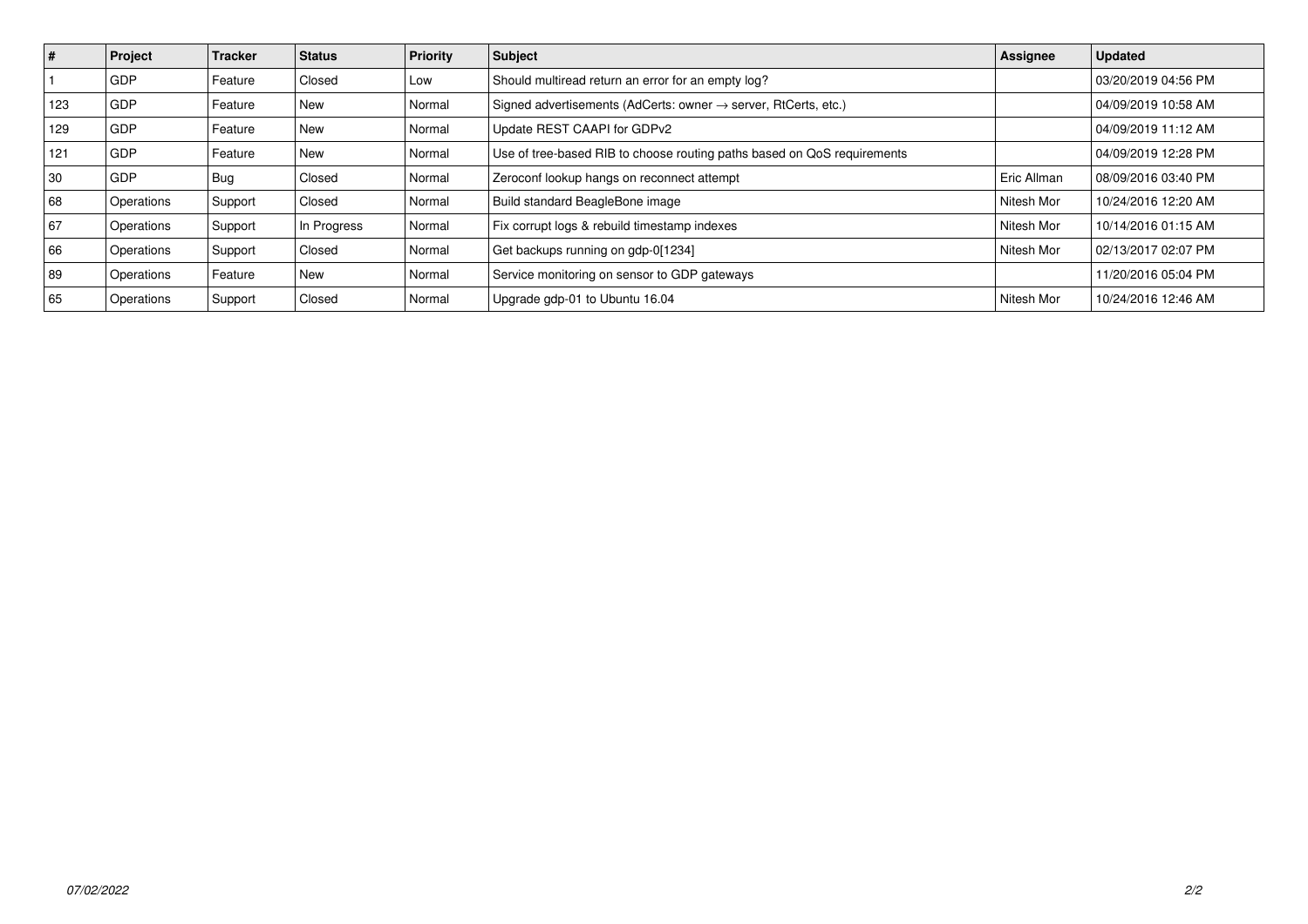| # | Project | Tracker | Status | Priority | Subject | Assignee | Updated |
|---|---|---|---|---|---|---|---|
| 1 | GDP | Feature | Closed | Low | Should multiread return an error for an empty log? | | 03/20/2019 04:56 PM |
| 123 | GDP | Feature | New | Normal | Signed advertisements (AdCerts: owner → server, RtCerts, etc.) | | 04/09/2019 10:58 AM |
| 129 | GDP | Feature | New | Normal | Update REST CAAPI for GDPv2 | | 04/09/2019 11:12 AM |
| 121 | GDP | Feature | New | Normal | Use of tree-based RIB to choose routing paths based on QoS requirements | | 04/09/2019 12:28 PM |
| 30 | GDP | Bug | Closed | Normal | Zeroconf lookup hangs on reconnect attempt | Eric Allman | 08/09/2016 03:40 PM |
| 68 | Operations | Support | Closed | Normal | Build standard BeagleBone image | Nitesh Mor | 10/24/2016 12:20 AM |
| 67 | Operations | Support | In Progress | Normal | Fix corrupt logs & rebuild timestamp indexes | Nitesh Mor | 10/14/2016 01:15 AM |
| 66 | Operations | Support | Closed | Normal | Get backups running on gdp-0[1234] | Nitesh Mor | 02/13/2017 02:07 PM |
| 89 | Operations | Feature | New | Normal | Service monitoring on sensor to GDP gateways | | 11/20/2016 05:04 PM |
| 65 | Operations | Support | Closed | Normal | Upgrade gdp-01 to Ubuntu 16.04 | Nitesh Mor | 10/24/2016 12:46 AM |

*07/02/2022*